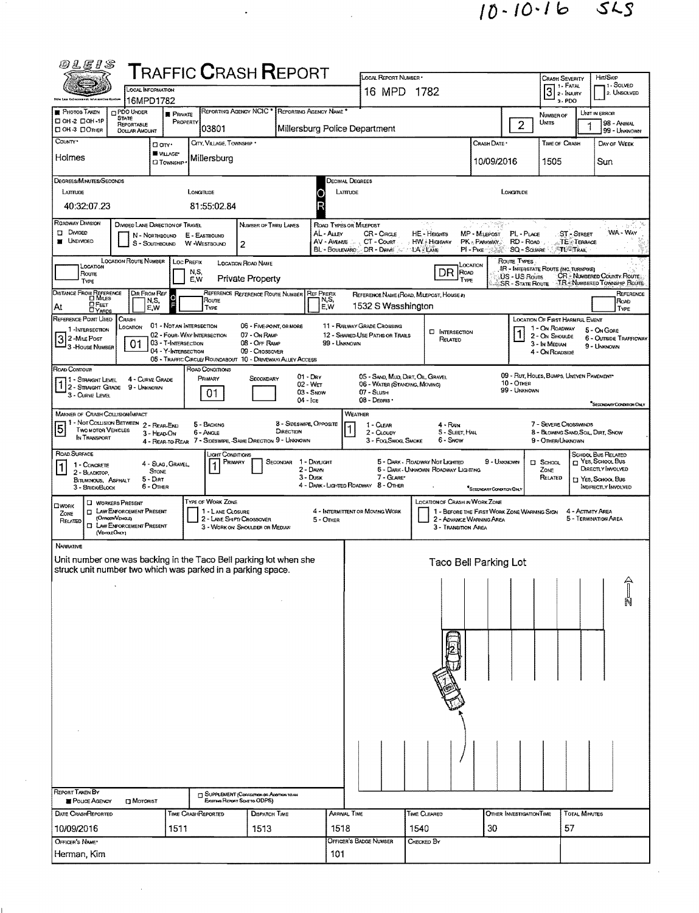10-10-16 SLS

# Traffic Crash Report

| Field | Value |
|---|---|
| Local Information | 16MPD1782 |
| Local Report Number | 16 MPD 1782 |
| Crash Severity | 3 (1 - Fatal, 2 - Injury, 3 - PDO) |
| Hit/Skip | (1 - Solved, 2 - Unsolved) |
| Photos Taken | (OH-2, OH-1P, OH-3, Other) |
| PDO Under State Reportable Dollar Amount | |
| Private Property | ■ |
| Reporting Agency NCIC | 03801 |
| Reporting Agency Name | Millersburg Police Department |
| Number of Units | 2 |
| Unit in Error | 1 (98 - Animal, 99 - Unknown) |
| County | Holmes |
| City, Village, Township | ■ Village — Millersburg |
| Crash Date | 10/09/2016 |
| Time of Crash | 1505 |
| Day of Week | Sun |

**Degrees/Minutes/Seconds**

| Latitude | Longitude |
|---|---|
| 40:32:07.23 | 81:55:02.84 |

**Decimal Degrees** — Latitude: / Longitude:

| Field | Value |
|---|---|
| Roadway Division | ■ Undivided |
| Divided Lane Direction of Travel | N - Northbound, S - Southbound, E - Eastbound, W - Westbound |
| Number of Thru Lanes | 2 |
| Location Route Number | |
| Loc Prefix | |
| Location Road Name | Private Property |
| Location Road Type | DR |
| Distance From Reference | At |
| Dir From Ref | |
| Reference Route Number | |
| Ref Prefix | |
| Reference Name (Road, Milepost, House #) | 1532 S Wasshington |
| Reference Road Type | |

Road Types or Milepost: AL - Alley, AV - Avenue, BL - Boulevard, CR - Circle, CT - Court, DR - Drive, HE - Heights, HW - Highway, LA - Lane, MP - Milepost, PK - Parkway, PI - Pike, PL - Place, RD - Road, SQ - Square, ST - Street, TE - Terrace, TL - Trail, WA - Way

Route Types: IR - Interstate Route (Inc. Turnpike), US - US Route, SR - State Route, CR - Numbered County Route, TR - Numbered Township Route

| Field | Value |
|---|---|
| Reference Point Used | 3 (1 - Intersection, 2 - Mile Post, 3 - House Number) |
| Crash Location | 01 |
| Location of First Harmful Event | 1 |
| Road Contour | 1 |
| Road Conditions — Primary | 01 |
| Road Conditions — Secondary | |
| Manner of Crash Collision/Impact | 5 |
| Weather | 1 |
| Road Surface | 1 |
| Light Conditions — Primary | 1 |
| Light Conditions — Secondary | |

Crash Location: 01 - Not an Intersection, 02 - Four-Way Intersection, 03 - T-Intersection, 04 - Y-Intersection, 05 - Traffic Circle/Roundabout, 06 - Five-Point, or More, 07 - On Ramp, 08 - Off Ramp, 09 - Crossover, 10 - Driveway/Alley Access, 11 - Railway Grade Crossing, 12 - Shared-Use Paths or Trails, 99 - Unknown; Intersection Related

Location of First Harmful Event: 1 - On Roadway, 2 - On Shoulder, 3 - In Median, 4 - On Roadside, 5 - On Gore, 6 - Outside Trafficway, 9 - Unknown

Road Contour: 1 - Straight Level, 2 - Straight Grade, 3 - Curve Level, 4 - Curve Grade, 9 - Unknown

Road Conditions: 01 - Dry, 02 - Wet, 03 - Snow, 04 - Ice, 05 - Sand, Mud, Dirt, Oil, Gravel, 06 - Water (Standing, Moving), 07 - Slush, 08 - Debris, 09 - Rut, Holes, Bumps, Uneven Pavement, 10 - Other, 99 - Unknown (*Secondary Condition Only)

Manner of Crash Collision/Impact: 1 - Not Collision Between Two Motor Vehicles in Transport, 2 - Rear-End, 3 - Head-On, 4 - Rear-to-Rear, 5 - Backing, 6 - Angle, 7 - Sideswipe, Same Direction, 8 - Sideswipe, Opposite Direction, 9 - Unknown

Weather: 1 - Clear, 2 - Cloudy, 3 - Fog, Smog, Smoke, 4 - Rain, 5 - Sleet, Hail, 6 - Snow, 7 - Severe Crosswinds, 8 - Blowing Sand, Soil, Dirt, Snow, 9 - Other/Unknown

Road Surface: 1 - Concrete, 2 - Blacktop, Bituminous, Asphalt, 3 - Brick/Block, 4 - Slag, Gravel, Stone, 5 - Dirt, 6 - Other

Light Conditions: 1 - Daylight, 2 - Dawn, 3 - Dusk, 4 - Dark - Lighted Roadway, 5 - Dark - Roadway Not Lighted, 6 - Dark - Unknown Roadway Lighting, 7 - Glare*, 8 - Other, 9 - Unknown (*Secondary Condition Only)

School Zone Related; School Bus Related: Yes, School Bus Directly Involved / Yes, School Bus Indirectly Involved

Work Zone Related: Workers Present, Law Enforcement Present (Officer/Vehicle), Law Enforcement Present (Vehicle Only). Type of Work Zone: 1 - Lane Closure, 2 - Lane Shift/Crossover, 3 - Work on Shoulder or Median, 4 - Intermittent or Moving Work, 5 - Other. Location of Crash in Work Zone: 1 - Before the First Work Zone Warning Sign, 2 - Advance Warning Area, 3 - Transition Area, 4 - Activity Area, 5 - Termination Area

## Narrative

Unit number one was backing in the Taco Bell parking lot when she struck unit number two which was parked in a parking space.

Taco Bell Parking Lot

| Field | Value |
|---|---|
| Report Taken By | ■ Police Agency ☐ Motorist |
| Supplement | ☐ |
| Date Crash Reported | 10/09/2016 |
| Time Crash Reported | 1511 |
| Dispatch Time | 1513 |
| Arrival Time | 1518 |
| Time Cleared | 1540 |
| Other Investigation Time | 30 |
| Total Minutes | 57 |
| Officer's Name | Herman, Kim |
| Officer's Badge Number | 101 |
| Checked By | |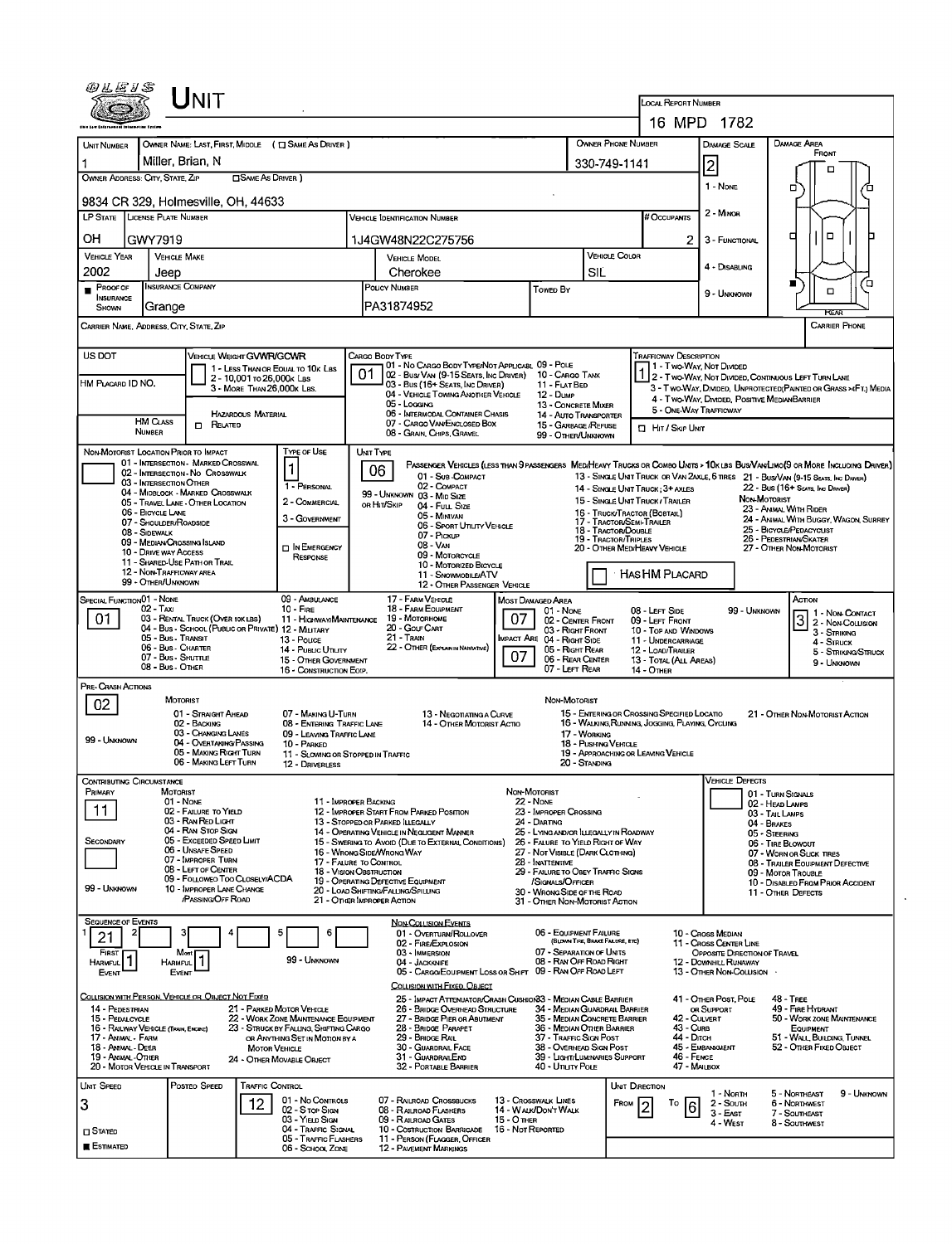# UNIT

**LOCAL REPORT NUMBER:** 16 MPD 1782

| Field | Value |
|---|---|
| UNIT NUMBER | 1 |
| OWNER NAME: LAST, FIRST, MIDDLE (☐ SAME AS DRIVER) | Miller, Brian, N |
| OWNER PHONE NUMBER | 330-749-1141 |
| OWNER ADDRESS: CITY, STATE, ZIP (☐ SAME AS DRIVER) | 9834 CR 329, Holmesville, OH, 44633 |
| LP STATE | OH |
| LICENSE PLATE NUMBER | GWY7919 |
| VEHICLE IDENTIFICATION NUMBER | 1J4GW48N22C275756 |
| # OCCUPANTS | 2 |
| VEHICLE YEAR | 2002 |
| VEHICLE MAKE | Jeep |
| VEHICLE MODEL | Cherokee |
| VEHICLE COLOR | SIL |
| PROOF OF INSURANCE SHOWN | ■ |
| INSURANCE COMPANY | Grange |
| POLICY NUMBER | PA31874952 |
| TOWED BY | |
| CARRIER NAME, ADDRESS, CITY, STATE, ZIP | |
| CARRIER PHONE | |

**DAMAGE SCALE:** 2
1 - NONE
2 - MINOR
3 - FUNCTIONAL
4 - DISABLING
9 - UNKNOWN

**DAMAGE AREA:** FRONT / REAR

**US DOT:**

**VEHICLE WEIGHT GVWR/GCWR:** 1 - LESS THAN OR EQUAL TO 10K LBS; 2 - 10,001 TO 26,000K LBS; 3 - MORE THAN 26,000K LBS.

**HM PLACARD ID NO.:**

**HM CLASS NUMBER:** ☐ RELATED — HAZARDOUS MATERIAL

**CARGO BODY TYPE:** 01
01 - NO CARGO BODY TYPE/NOT APPLICABL; 02 - BUS/VAN (9-15 SEATS, INC DRIVER); 03 - BUS (16+ SEATS, INC DRIVER); 04 - VEHICLE TOWING ANOTHER VEHICLE; 05 - LOGGING; 06 - INTERMODAL CONTAINER CHASIS; 07 - CARGO VAN/ENCLOSED BOX; 08 - GRAIN, CHIPS, GRAVEL; 09 - POLE; 10 - CARGO TANK; 11 - FLAT BED; 12 - DUMP; 13 - CONCRETE MIXER; 14 - AUTO TRANSPORTER; 15 - GARBAGE /REFUSE; 99 - OTHER/UNKNOWN

**TRAFFICWAY DESCRIPTION:** 1
1 - TWO-WAY, NOT DIVIDED; 2 - TWO-WAY, NOT DIVIDED, CONTINUOUS LEFT TURN LANE; 3 - TWO-WAY, DIVIDED, UNPROTECTED(PAINTED OR GRASS >4FT.) MEDIA; 4 - TWO-WAY, DIVIDED, POSITIVE MEDIAN BARRIER; 5 - ONE-WAY TRAFFICWAY
☐ HIT / SKIP UNIT

**NON-MOTORIST LOCATION PRIOR TO IMPACT:**
01 - INTERSECTION - MARKED CROSSWAL; 02 - INTERSECTION - NO CROSSWALK; 03 - INTERSECTION OTHER; 04 - MIDBLOCK - MARKED CROSSWALK; 05 - TRAVEL LANE - OTHER LOCATION; 06 - BICYCLE LANE; 07 - SHOULDER/ROADSIDE; 08 - SIDEWALK; 09 - MEDIAN/CROSSING ISLAND; 10 - DRIVE WAY ACCESS; 11 - SHARED-USE PATH OR TRAIL; 12 - NON-TRAFFICWAY AREA; 99 - OTHER/UNKNOWN

**TYPE OF USE:** 1
1 - PERSONAL; 2 - COMMERCIAL; 3 - GOVERNMENT; ☐ IN EMERGENCY RESPONSE

**UNIT TYPE:** 06
PASSENGER VEHICLES (LESS THAN 9 PASSENGERS): 01 - SUB-COMPACT; 02 - COMPACT; 99 - UNKNOWN 03 - MID SIZE; OR HIT/SKIP 04 - FULL SIZE; 05 - MINIVAN; 06 - SPORT UTILITY VEHICLE; 07 - PICKUP; 08 - VAN; 09 - MOTORCYCLE; 10 - MOTORIZED BICYCLE; 11 - SNOWMOBILE/ATV; 12 - OTHER PASSENGER VEHICLE
MED/HEAVY TRUCKS OR COMBO UNITS > 10K LBS: 13 - SINGLE UNIT TRUCK OR VAN 2AXLE, 6 TIRES; 14 - SINGLE UNIT TRUCK; 3+ AXLES; 15 - SINGLE UNIT TRUCK / TRAILER; 16 - TRUCK/TRACTOR (BOBTAIL); 17 - TRACTOR/SEMI-TRAILER; 18 - TRACTOR/DOUBLE; 19 - TRACTOR/TRIPLES; 20 - OTHER MED/HEAVY VEHICLE
BUS/VAN/LIMO (9 OR MORE INCLUDING DRIVER): 21 - BUS/VAN (9-15 SEATS, INC DRIVER); 22 - BUS (16+ SEATS, INC DRIVER)
NON-MOTORIST: 23 - ANIMAL WITH RIDER; 24 - ANIMAL WITH BUGGY, WAGON, SURREY; 25 - BICYCLE/PEDACYCLIST; 26 - PEDESTRIAN/SKATER; 27 - OTHER NON-MOTORIST
☐ HAS HM PLACARD

**SPECIAL FUNCTION:** 01
01 - NONE; 02 - TAXI; 03 - RENTAL TRUCK (OVER 10K LBS); 04 - BUS - SCHOOL (PUBLIC OR PRIVATE); 05 - BUS - TRANSIT; 06 - BUS - CHARTER; 07 - BUS - SHUTTLE; 08 - BUS - OTHER; 09 - AMBULANCE; 10 - FIRE; 11 - HIGHWAY/MAINTENANCE; 12 - MILITARY; 13 - POLICE; 14 - PUBLIC UTILITY; 15 - OTHER GOVERNMENT; 16 - CONSTRUCTION EQIP.; 17 - FARM VEHICLE; 18 - FARM EQUIPMENT; 19 - MOTORHOME; 20 - GOLF CART; 21 - TRAIN; 22 - OTHER (EXPLAIN IN NARRATIVE)

**MOST DAMAGED AREA:** 07
**IMPACT AREA:** 07
01 - NONE; 02 - CENTER FRONT; 03 - RIGHT FRONT; 04 - RIGHT SIDE; 05 - RIGHT REAR; 06 - REAR CENTER; 07 - LEFT REAR; 08 - LEFT SIDE; 09 - LEFT FRONT; 10 - TOP AND WINDOWS; 11 - UNDERCARRIAGE; 12 - LOAD/TRAILER; 13 - TOTAL (ALL AREAS); 14 - OTHER; 99 - UNKNOWN

**ACTION:** 3
1 - NON-CONTACT; 2 - NON-COLLISION; 3 - STRIKING; 4 - STRUCK; 5 - STRIKING/STRUCK; 9 - UNKNOWN

**PRE-CRASH ACTIONS:** 02
MOTORIST: 01 - STRAIGHT AHEAD; 02 - BACKING; 03 - CHANGING LANES; 04 - OVERTAKING/PASSING; 05 - MAKING RIGHT TURN; 06 - MAKING LEFT TURN; 07 - MAKING U-TURN; 08 - ENTERING TRAFFIC LANE; 09 - LEAVING TRAFFIC LANE; 10 - PARKED; 11 - SLOWING OR STOPPED IN TRAFFIC; 12 - DRIVERLESS; 13 - NEGOTIATING A CURVE; 14 - OTHER MOTORIST ACTIO; 99 - UNKNOWN
NON-MOTORIST: 15 - ENTERING OR CROSSING SPECIFIED LOCATIO; 16 - WALKING, RUNNING, JOGGING, PLAYING, CYCLING; 17 - WORKING; 18 - PUSHING VEHICLE; 19 - APPROACHING OR LEAVING VEHICLE; 20 - STANDING; 21 - OTHER NON-MOTORIST ACTION

**CONTRIBUTING CIRCUMSTANCE:**
PRIMARY: 11
SECONDARY:
MOTORIST: 01 - NONE; 02 - FAILURE TO YIELD; 03 - RAN RED LIGHT; 04 - RAN STOP SIGN; 05 - EXCEEDED SPEED LIMIT; 06 - UNSAFE SPEED; 07 - IMPROPER TURN; 08 - LEFT OF CENTER; 09 - FOLLOWED TOO CLOSELY/ACDA; 10 - IMPROPER LANE CHANGE /PASSING/OFF ROAD; 11 - IMPROPER BACKING; 12 - IMPROPER START FROM PARKED POSITION; 13 - STOPPED OR PARKED ILLEGALLY; 14 - OPERATING VEHICLE IN NEGLIGENT MANNER; 15 - SWERING TO AVOID (DUE TO EXTERNAL CONDITIONS); 16 - WRONG SIDE/WRONG WAY; 17 - FAILURE TO CONTROL; 18 - VISION OBSTRUCTION; 19 - OPERATING DEFECTIVE EQUIPMENT; 20 - LOAD SHIFTING/FALLING/SPILLING; 21 - OTHER IMPROPER ACTION; 99 - UNKNOWN
NON-MOTORIST: 22 - NONE; 23 - IMPROPER CROSSING; 24 - DARTING; 25 - LYING AND/OR ILLEGALLY IN ROADWAY; 26 - FALURE TO YIELD RIGHT OF WAY; 27 - NOT VISIBLE (DARK CLOTHING); 28 - INATTENTIVE; 29 - FAILURE TO OBEY TRAFFIC SIGNS /SIGNALS/OFFICER; 30 - WRONG SIDE OF THE ROAD; 31 - OTHER NON-MOTORIST ACTION

**VEHICLE DEFECTS:**
01 - TURN SIGNALS; 02 - HEAD LAMPS; 03 - TAIL LAMPS; 04 - BRAKES; 05 - STEERING; 06 - TIRE BLOWOUT; 07 - WORN OR SLICK TIRES; 08 - TRAILER EQUIPMENT DEFECTIVE; 09 - MOTOR TROUBLE; 10 - DISABLED FROM PRIOR ACCIDENT; 11 - OTHER DEFECTS

**SEQUENCE OF EVENTS:** 1: 21; 2: ; 3: ; 4: ; 5: ; 6:
FIRST HARMFUL EVENT: 1
MOST HARMFUL EVENT: 1
99 - UNKNOWN

NON-COLLISION EVENTS: 01 - OVERTURN/ROLLOVER; 02 - FIRE/EXPLOSION; 03 - IMMERSION; 04 - JACKKNIFE; 05 - CARGO/EQUIPMENT LOSS OR SHIFT; 06 - EQUIPMENT FAILURE (BLOWN TIRE, BRAKE FAILURE, ETC); 07 - SEPARATION OF UNITS; 08 - RAN OFF ROAD RIGHT; 09 - RAN OFF ROAD LEFT; 10 - CROSS MEDIAN; 11 - CROSS CENTER LINE OPPOSITE DIRECTION OF TRAVEL; 12 - DOWNHILL RUNAWAY; 13 - OTHER NON-COLLISION

COLLISION WITH PERSON, VEHICLE OR OBJECT NOT FIXED: 14 - PEDESTRIAN; 15 - PEDALCYCLE; 16 - RAILWAY VEHICLE (TRAIN, ENGINE); 17 - ANIMAL - FARM; 18 - ANIMAL - DEER; 19 - ANIMAL - OTHER; 20 - MOTOR VEHICLE IN TRANSPORT; 21 - PARKED MOTOR VEHICLE; 22 - WORK ZONE MAINTENANCE EQUIPMENT; 23 - STRUCK BY FALLING, SHIFTING CARGO OR ANYTHING SET IN MOTION BY A MOTOR VEHICLE; 24 - OTHER MOVABLE OBJECT

COLLISION WITH FIXED, OBJECT: 25 - IMPACT ATTENUATOR/CRASH CUSHION; 26 - BRIDGE OVERHEAD STRUCTURE; 27 - BRIDGE PIER OR ABUTMENT; 28 - BRIDGE PARAPET; 29 - BRIDGE RAIL; 30 - GUARDRAIL FACE; 31 - GUARDRAIL END; 32 - PORTABLE BARRIER; 33 - MEDIAN CABLE BARRIER; 34 - MEDIAN GUARDRAIL BARRIER; 35 - MEDIAN CONCRETE BARRIER; 36 - MEDIAN OTHER BARRIER; 37 - TRAFFIC SIGN POST; 38 - OVERHEAD SIGN POST; 39 - LIGHT/LUMINARIES SUPPORT; 40 - UTILITY POLE; 41 - OTHER POST, POLE OR SUPPORT; 42 - CULVERT; 43 - CURB; 44 - DITCH; 45 - EMBANKMENT; 46 - FENCE; 47 - MAILBOX; 48 - TREE; 49 - FIRE HYDRANT; 50 - WORK ZONE MAINTENANCE EQUIPMENT; 51 - WALL, BUILDING, TUNNEL; 52 - OTHER FIXED OBJECT

**UNIT SPEED:** 3
**POSTED SPEED:** 12
☐ STATED
■ ESTIMATED

**TRAFFIC CONTROL:**
01 - NO CONTROLS; 02 - STOP SIGN; 03 - YIELD SIGN; 04 - TRAFFIC SIGNAL; 05 - TRAFFIC FLASHERS; 06 - SCHOOL ZONE; 07 - RAILROAD CROSSBUCKS; 08 - RAILROAD FLASHERS; 09 - RAILROAD GATES; 10 - COSTRUCTION BARRICADE; 11 - PERSON (FLAGGER, OFFICER); 12 - PAVEMENT MARKINGS; 13 - CROSSWALK LINES; 14 - WALK/DON'T WALK; 15 - OTHER; 16 - NOT REPORTED

**UNIT DIRECTION:** FROM 2 TO 6
1 - NORTH; 2 - SOUTH; 3 - EAST; 4 - WEST; 5 - NORTHEAST; 6 - NORTHWEST; 7 - SOUTHEAST; 8 - SOUTHWEST; 9 - UNKNOWN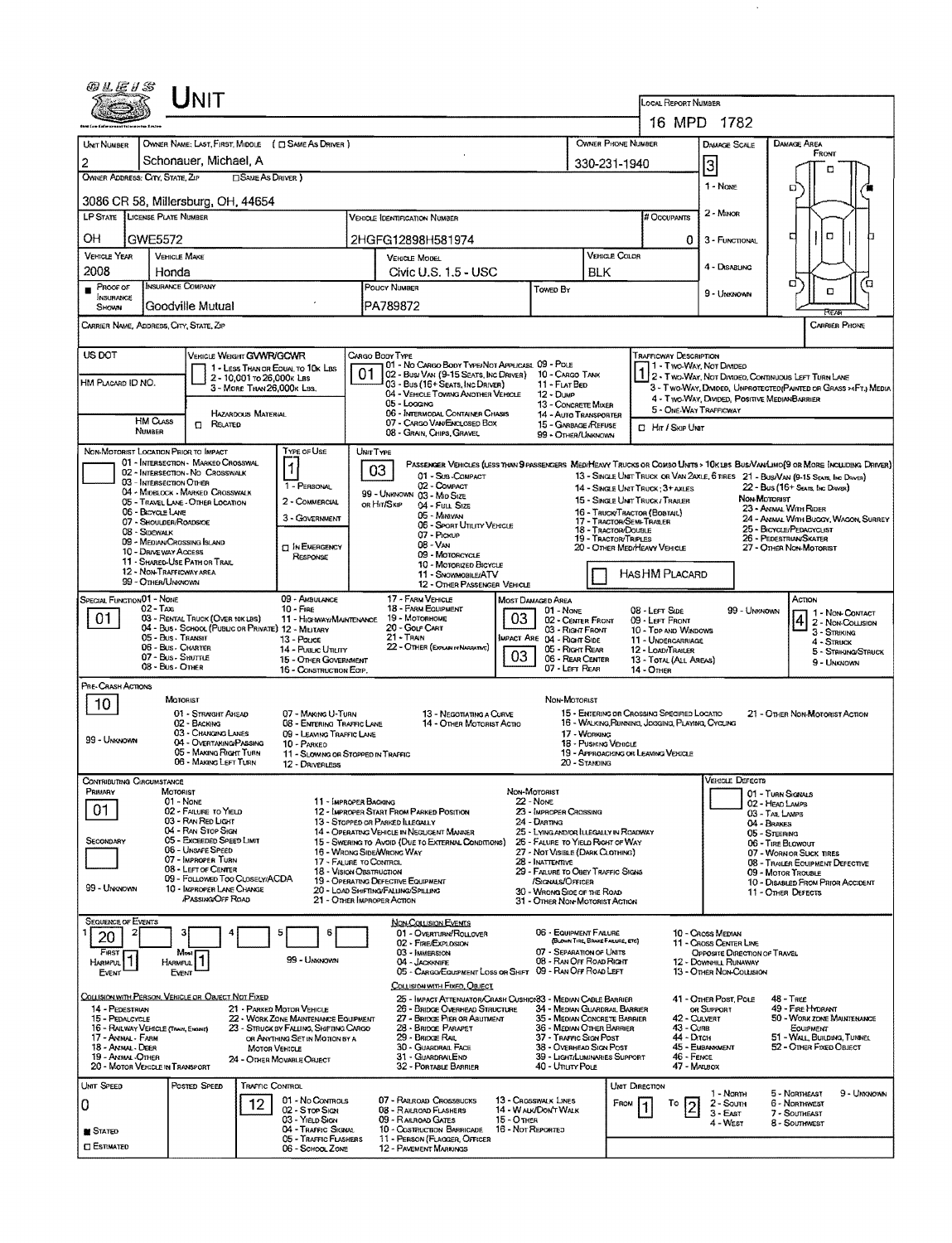# UNIT

| LOCAL REPORT NUMBER |
|---|
| 16 MPD 1782 |

| UNIT NUMBER | OWNER NAME: LAST, FIRST, MIDDLE ( ☐ SAME AS DRIVER ) | OWNER PHONE NUMBER | DAMAGE SCALE | DAMAGE AREA |
|---|---|---|---|---|
| 2 | Schonauer, Michael, A | 330-231-1940 | 3 | |

OWNER ADDRESS: CITY, STATE, ZIP ☐ SAME AS DRIVER )
3086 CR 58, Millersburg, OH, 44654

DAMAGE SCALE: 1 - NONE; 2 - MINOR; 3 - FUNCTIONAL; 4 - DISABLING; 9 - UNKNOWN

DAMAGE AREA: FRONT / REAR

| LP STATE | LICENSE PLATE NUMBER | VEHICLE IDENTIFICATION NUMBER | # OCCUPANTS |
|---|---|---|---|
| OH | GWE5572 | 2HGFG12898H581974 | 0 |

| VEHICLE YEAR | VEHICLE MAKE | VEHICLE MODEL | VEHICLE COLOR |
|---|---|---|---|
| 2008 | Honda | Civic U.S. 1.5 - USC | BLK |

| ■ PROOF OF INSURANCE SHOWN | INSURANCE COMPANY | POLICY NUMBER | TOWED BY |
|---|---|---|---|
| | Goodville Mutual | PA789872 | |

CARRIER NAME, ADDRESS, CITY, STATE, ZIP — CARRIER PHONE

US DOT

HM PLACARD ID NO.

HM CLASS NUMBER

VEHICLE WEIGHT GVWR/GCWR: 1 - LESS THAN OR EQUAL TO 10K LBS; 2 - 10,001 TO 26,000K LBS; 3 - MORE THAN 26,000K LBS.

HAZARDOUS MATERIAL ☐ RELATED

CARGO BODY TYPE: **01**
01 - NO CARGO BODY TYPE/NOT APPLICABLE; 02 - BUS/VAN (9-15 SEATS, INC DRIVER); 03 - BUS (16+ SEATS, INC DRIVER); 04 - VEHICLE TOWING ANOTHER VEHICLE; 05 - LOGGING; 06 - INTERMODAL CONTAINER CHASIS; 07 - CARGO VAN/ENCLOSED BOX; 08 - GRAIN, CHIPS, GRAVEL; 09 - POLE; 10 - CARGO TANK; 11 - FLAT BED; 12 - DUMP; 13 - CONCRETE MIXER; 14 - AUTO TRANSPORTER; 15 - GARBAGE /REFUSE; 99 - OTHER/UNKNOWN

TRAFFICWAY DESCRIPTION: **1**
1 - TWO-WAY, NOT DIVIDED; 2 - TWO-WAY, NOT DIVIDED, CONTINUOUS LEFT TURN LANE; 3 - TWO-WAY, DIVIDED, UNPROTECTED(PAINTED OR GRASS >4FT.) MEDIA; 4 - TWO-WAY, DIVIDED, POSITIVE MEDIANBARRIER; 5 - ONE-WAY TRAFFICWAY
☐ HIT / SKIP UNIT

NON-MOTORIST LOCATION PRIOR TO IMPACT: 01 - INTERSECTION - MARKED CROSSWAL; 02 - INTERSECTION - NO CROSSWALK; 03 - INTERSECTION OTHER; 04 - MIDBLOCK - MARKED CROSSWALK; 05 - TRAVEL LANE - OTHER LOCATION; 06 - BICYCLE LANE; 07 - SHOULDER/ROADSIDE; 08 - SIDEWALK; 09 - MEDIAN/CROSSING ISLAND; 10 - DRIVE WAY ACCESS; 11 - SHARED-USE PATH OR TRAIL; 12 - NON-TRAFFICWAY AREA; 99 - OTHER/UNKNOWN

TYPE OF USE: **1**
1 - PERSONAL; 2 - COMMERCIAL; 3 - GOVERNMENT; ☐ IN EMERGENCY RESPONSE

UNIT TYPE: **03**
PASSENGER VEHICLES (LESS THAN 9 PASSENGERS): 01 - SUB-COMPACT; 02 - COMPACT; 99 - UNKNOWN 03 - MID SIZE; OR HIT/SKIP 04 - FULL SIZE; 05 - MINIVAN; 06 - SPORT UTILITY VEHICLE; 07 - PICKUP; 08 - VAN; 09 - MOTORCYCLE; 10 - MOTORIZED BICYCLE; 11 - SNOWMOBILE/ATV; 12 - OTHER PASSENGER VEHICLE
MED/HEAVY TRUCKS OR COMBO UNITS > 10K LBS: 13 - SINGLE UNIT TRUCK OR VAN 2AXLE, 6 TIRES; 14 - SINGLE UNIT TRUCK; 3+ AXLES; 15 - SINGLE UNIT TRUCK / TRAILER; 16 - TRUCK/TRACTOR (BOBTAIL); 17 - TRACTOR/SEMI-TRAILER; 18 - TRACTOR/DOUBLE; 19 - TRACTOR/TRIPLES; 20 - OTHER MED/HEAVY VEHICLE
BUS/VAN/LIMO(9 OR MORE INCLUDING DRIVER): 21 - BUS/VAN (9-15 SEATS, INC DRIVER); 22 - BUS (16+ SEATS, INC DRIVER)
NON-MOTORIST: 23 - ANIMAL WITH RIDER; 24 - ANIMAL WITH BUGGY, WAGON, SURREY; 25 - BICYCLE/PEDACYCLIST; 26 - PEDESTRIAN/SKATER; 27 - OTHER NON-MOTORIST
☐ HAS HM PLACARD

SPECIAL FUNCTION: **01**
01 - NONE; 02 - TAXI; 03 - RENTAL TRUCK (OVER 10K LBS); 04 - BUS - SCHOOL (PUBLIC OR PRIVATE); 05 - BUS - TRANSIT; 06 - BUS - CHARTER; 07 - BUS - SHUTTLE; 08 - BUS - OTHER; 09 - AMBULANCE; 10 - FIRE; 11 - HIGHWAY/MAINTENANCE; 12 - MILITARY; 13 - POLICE; 14 - PUBLIC UTILITY; 15 - OTHER GOVERNMENT; 16 - CONSTRUCTION EQIP.; 17 - FARM VEHICLE; 18 - FARM EQUIPMENT; 19 - MOTORHOME; 20 - GOLF CART; 21 - TRAIN; 22 - OTHER (EXPLAIN IN NARRATIVE)

MOST DAMAGED AREA: **03**
IMPACT ARE: **03**
01 - NONE; 02 - CENTER FRONT; 03 - RIGHT FRONT; 04 - RIGHT SIDE; 05 - RIGHT REAR; 06 - REAR CENTER; 07 - LEFT REAR; 08 - LEFT SIDE; 09 - LEFT FRONT; 10 - TOP AND WINDOWS; 11 - UNDERCARRIAGE; 12 - LOAD/TRAILER; 13 - TOTAL (ALL AREAS); 14 - OTHER; 99 - UNKNOWN

ACTION: **4**
1 - NON-CONTACT; 2 - NON-COLLISION; 3 - STRIKING; 4 - STRUCK; 5 - STRIKING/STRUCK; 9 - UNKNOWN

PRE-CRASH ACTIONS: **10**
MOTORIST: 01 - STRAIGHT AHEAD; 02 - BACKING; 03 - CHANGING LANES; 04 - OVERTAKING/PASSING; 05 - MAKING RIGHT TURN; 06 - MAKING LEFT TURN; 07 - MAKING U-TURN; 08 - ENTERING TRAFFIC LANE; 09 - LEAVING TRAFFIC LANE; 10 - PARKED; 11 - SLOWING OR STOPPED IN TRAFFIC; 12 - DRIVERLESS; 13 - NEGOTIATING A CURVE; 14 - OTHER MOTORIST ACTIO
99 - UNKNOWN
NON-MOTORIST: 15 - ENTERING OR CROSSING SPECIFIED LOCATIO; 16 - WALKING, RUNNING, JOGGING, PLAYING, CYCLING; 17 - WORKING; 18 - PUSHING VEHICLE; 19 - APPROACHING OR LEAVING VEHICLE; 20 - STANDING; 21 - OTHER NON-MOTORIST ACTION

CONTRIBUTING CIRCUMSTANCE
PRIMARY: **01**
SECONDARY:
MOTORIST: 01 - NONE; 02 - FAILURE TO YIELD; 03 - RAN RED LIGHT; 04 - RAN STOP SIGN; 05 - EXCEEDED SPEED LIMIT; 06 - UNSAFE SPEED; 07 - IMPROPER TURN; 08 - LEFT OF CENTER; 09 - FOLLOWED TOO CLOSELY/ACDA; 10 - IMPROPER LANE CHANGE /PASSING/OFF ROAD; 11 - IMPROPER BACKING; 12 - IMPROPER START FROM PARKED POSITION; 13 - STOPPED OR PARKED ILLEGALLY; 14 - OPERATING VEHICLE IN NEGLIGENT MANNER; 15 - SWERING TO AVOID (DUE TO EXTERNAL CONDITIONS); 16 - WRONG SIDE/WRONG WAY; 17 - FALURE TO CONTROL; 18 - VISION OBSTRUCTION; 19 - OPERATING DEFECTIVE EQUIPMENT; 20 - LOAD SHIFTING/FALLING/SPILLING; 21 - OTHER IMPROPER ACTION
99 - UNKNOWN
NON-MOTORIST: 22 - NONE; 23 - IMPROPER CROSSING; 24 - DARTING; 25 - LYING AND/OR ILLEGALLY IN ROADWAY; 26 - FALURE TO YIELD RIGHT OF WAY; 27 - NOT VISIBLE (DARK CLOTHING); 28 - INATTENTIVE; 29 - FAILURE TO OBEY TRAFFIC SIGNS /SIGNALS/OFFICER; 30 - WRONG SIDE OF THE ROAD; 31 - OTHER NON-MOTORIST ACTION

VEHICLE DEFECTS: 01 - TURN SIGNALS; 02 - HEAD LAMPS; 03 - TAIL LAMPS; 04 - BRAKES; 05 - STEERING; 06 - TIRE BLOWOUT; 07 - WORN OR SLICK TIRES; 08 - TRAILER EQUIPMENT DEFECTIVE; 09 - MOTOR TROUBLE; 10 - DISABLED FROM PRIOR ACCIDENT; 11 - OTHER DEFECTS

SEQUENCE OF EVENTS

| 1 | 2 | 3 | 4 | 5 | 6 |
|---|---|---|---|---|---|
| 20 | | | | | |

FIRST HARMFUL EVENT: 1 — MOST HARMFUL EVENT: 1 — 99 - UNKNOWN

NON-COLLISION EVENTS: 01 - OVERTURN/ROLLOVER; 02 - FIRE/EXPLOSION; 03 - IMMERSION; 04 - JACKKNIFE; 05 - CARGO/EQUIPMENT LOSS OR SHIFT; 06 - EQUIPMENT FAILURE (BLOWN TIRE, BRAKE FAILURE, ETC); 07 - SEPARATION OF UNITS; 08 - RAN OFF ROAD RIGHT; 09 - RAN OFF ROAD LEFT; 10 - CROSS MEDIAN; 11 - CROSS CENTER LINE OPPOSITE DIRECTION OF TRAVEL; 12 - DOWNHILL RUNAWAY; 13 - OTHER NON-COLLISION

COLLISION WITH PERSON, VEHICLE OR OBJECT NOT FIXED: 14 - PEDESTRIAN; 15 - PEDALCYCLE; 16 - RAILWAY VEHICLE (TRAIN, ENGINE); 17 - ANIMAL - FARM; 18 - ANIMAL - DEER; 19 - ANIMAL - OTHER; 20 - MOTOR VEHICLE IN TRANSPORT; 21 - PARKED MOTOR VEHICLE; 22 - WORK ZONE MAINTENANCE EQUIPMENT; 23 - STRUCK BY FALLING, SHIFTING CARGO OR ANYTHING SET IN MOTION BY A MOTOR VEHICLE; 24 - OTHER MOVABLE OBJECT

COLLISION WITH FIXED, OBJECT: 25 - IMPACT ATTENUATOR/CRASH CUSHION; 26 - BRIDGE OVERHEAD STRUCTURE; 27 - BRIDGE PIER OR ABUTMENT; 28 - BRIDGE PARAPET; 29 - BRIDGE RAIL; 30 - GUARDRAIL FACE; 31 - GUARDRAILEND; 32 - PORTABLE BARRIER; 33 - MEDIAN CABLE BARRIER; 34 - MEDIAN GUARDRAIL BARRIER; 35 - MEDIAN CONCRETE BARRIER; 36 - MEDIAN OTHER BARRIER; 37 - TRAFFIC SIGN POST; 38 - OVERHEAD SIGN POST; 39 - LIGHT/LUMINARIES SUPPORT; 40 - UTILITY POLE; 41 - OTHER POST, POLE OR SUPPORT; 42 - CULVERT; 43 - CURB; 44 - DITCH; 45 - EMBANKMENT; 46 - FENCE; 47 - MAILBOX; 48 - TREE; 49 - FIRE HYDRANT; 50 - WORK ZONE MAINTENANCE EQUIPMENT; 51 - WALL, BUILDING, TUNNEL; 52 - OTHER FIXED OBJECT

| UNIT SPEED | POSTED SPEED | TRAFFIC CONTROL | UNIT DIRECTION |
|---|---|---|---|
| 0 | | 12 | FROM 1 TO 2 |

■ STATED
☐ ESTIMATED

TRAFFIC CONTROL: 01 - NO CONTROLS; 02 - STOP SIGN; 03 - YIELD SIGN; 04 - TRAFFIC SIGNAL; 05 - TRAFFIC FLASHERS; 06 - SCHOOL ZONE; 07 - RAILROAD CROSSBUCKS; 08 - RAILROAD FLASHERS; 09 - RAILROAD GATES; 10 - COSTRUCTION BARRICADE; 11 - PERSON (FLAGGER, OFFICER); 12 - PAVEMENT MARKINGS; 13 - CROSSWALK LINES; 14 - WALK/DON'T WALK; 15 - OTHER; 16 - NOT REPORTED

UNIT DIRECTION: 1 - NORTH; 2 - SOUTH; 3 - EAST; 4 - WEST; 5 - NORTHEAST; 6 - NORTHWEST; 7 - SOUTHEAST; 8 - SOUTHWEST; 9 - UNKNOWN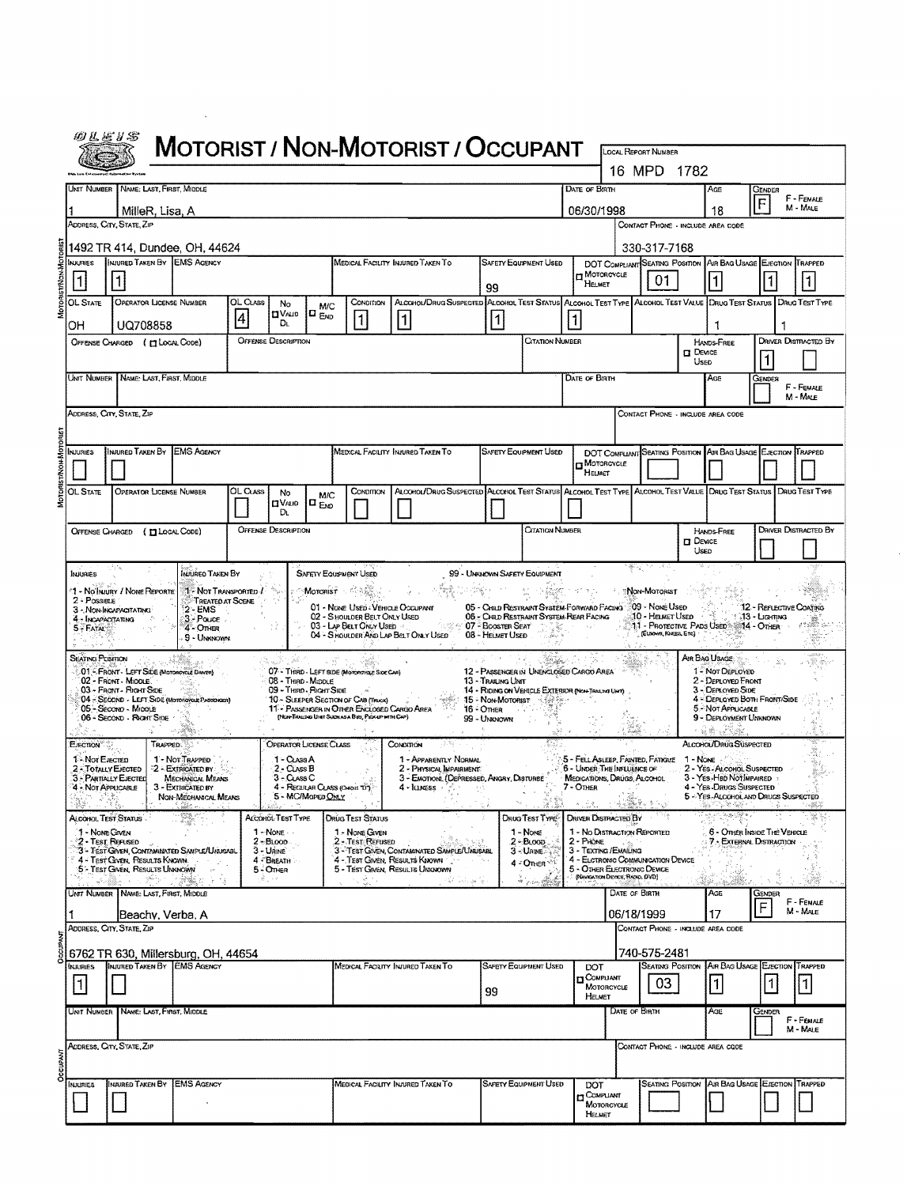# MOTORIST / NON-MOTORIST / OCCUPANT

OLEIS

LOCAL REPORT NUMBER: 16 MPD 1782

## MOTORIST/NON-MOTORIST

| UNIT NUMBER | NAME: LAST, FIRST, MIDDLE | DATE OF BIRTH | AGE | GENDER (F - FEMALE, M - MALE) |
|---|---|---|---|---|
| 1 | MilleR, Lisa, A | 06/30/1998 | 18 | F |

| ADDRESS, CITY, STATE, ZIP | CONTACT PHONE - INCLUDE AREA CODE |
|---|---|
| 1492 TR 414, Dundee, OH, 44624 | 330-317-7168 |

| INJURIES | INJURED TAKEN BY | EMS AGENCY | MEDICAL FACILITY INJURED TAKEN TO | SAFETY EQUIPMENT USED | DOT COMPLIANT MOTORCYCLE HELMET | SEATING POSITION | AIR BAG USAGE | EJECTION | TRAPPED |
|---|---|---|---|---|---|---|---|---|---|
| 1 | 1 | | | 99 | | 01 | 1 | 1 | 1 |

| OL STATE | OPERATOR LICENSE NUMBER | OL CLASS | NO VALID DL | M/C END | CONDITION | ALCOHOL/DRUG SUSPECTED | ALCOHOL TEST STATUS | ALCOHOL TEST TYPE | ALCOHOL TEST VALUE | DRUG TEST STATUS | DRUG TEST TYPE |
|---|---|---|---|---|---|---|---|---|---|---|---|
| OH | UQ708858 | 4 | | | 1 | 1 | 1 | 1 | | 1 | 1 |

| OFFENSE CHARGED (LOCAL CODE) | OFFENSE DESCRIPTION | CITATION NUMBER | HANDS-FREE DEVICE USED | DRIVER DISTRACTED BY |
|---|---|---|---|---|
| | | | | 1 |

## MOTORIST/NON-MOTORIST

| UNIT NUMBER | NAME: LAST, FIRST, MIDDLE | DATE OF BIRTH | AGE | GENDER (F - FEMALE, M - MALE) |
|---|---|---|---|---|
| | | | | |

| ADDRESS, CITY, STATE, ZIP | CONTACT PHONE - INCLUDE AREA CODE |
|---|---|
| | |

| INJURIES | INJURED TAKEN BY | EMS AGENCY | MEDICAL FACILITY INJURED TAKEN TO | SAFETY EQUIPMENT USED | DOT COMPLIANT MOTORCYCLE HELMET | SEATING POSITION | AIR BAG USAGE | EJECTION | TRAPPED |
|---|---|---|---|---|---|---|---|---|---|
| | | | | | | | | | |

| OL STATE | OPERATOR LICENSE NUMBER | OL CLASS | NO VALID DL | M/C END | CONDITION | ALCOHOL/DRUG SUSPECTED | ALCOHOL TEST STATUS | ALCOHOL TEST TYPE | ALCOHOL TEST VALUE | DRUG TEST STATUS | DRUG TEST TYPE |
|---|---|---|---|---|---|---|---|---|---|---|---|
| | | | | | | | | | | | |

| OFFENSE CHARGED (LOCAL CODE) | OFFENSE DESCRIPTION | CITATION NUMBER | HANDS-FREE DEVICE USED | DRIVER DISTRACTED BY |
|---|---|---|---|---|
| | | | | |

## Codes

**INJURIES:** 1 - No Injury / None Reported; 2 - Possible; 3 - Non-Incapacitating; 4 - Incapacitating; 5 - Fatal

**INJURED TAKEN BY:** 1 - Not Transported / Treated at Scene; 2 - EMS; 3 - Police; 4 - Other; 9 - Unknown

**SAFETY EQUIPMENT USED:** 99 - Unknown Safety Equipment
- Motorist: 01 - None Used - Vehicle Occupant; 02 - Shoulder Belt Only Used; 03 - Lap Belt Only Used; 04 - Shoulder and Lap Belt Only Used; 05 - Child Restraint System-Forward Facing; 06 - Child Restraint System-Rear Facing; 07 - Booster Seat; 08 - Helmet Used
- Non-Motorist: 09 - None Used; 10 - Helmet Used; 11 - Protective Pads Used (Elbows, Knees, Etc); 12 - Reflective Coating; 13 - Lighting; 14 - Other

**SEATING POSITION:** 01 - Front - Left Side (Motorcycle Driver); 02 - Front - Middle; 03 - Front - Right Side; 04 - Second - Left Side (Motorcycle Passenger); 05 - Second - Middle; 06 - Second - Right Side; 07 - Third - Left Side (Motorcycle Side Car); 08 - Third - Middle; 09 - Third - Right Side; 10 - Sleeper Section of Cab (Truck); 11 - Passenger in Other Enclosed Cargo Area (Non-Trailing Unit Such as a Bus, Pick-up with Cap); 12 - Passenger in Unenclosed Cargo Area; 13 - Trailing Unit; 14 - Riding on Vehicle Exterior (Non-Trailing Unit); 15 - Non-Motorist; 16 - Other; 99 - Unknown

**AIR BAG USAGE:** 1 - Not Deployed; 2 - Deployed Front; 3 - Deployed Side; 4 - Deployed Both Front/Side; 5 - Not Applicable; 9 - Deployment Unknown

**EJECTION:** 1 - Not Ejected; 2 - Totally Ejected; 3 - Partially Ejected; 4 - Not Applicable

**TRAPPED:** 1 - Not Trapped; 2 - Extricated by Mechanical Means; 3 - Extricated by Non-Mechanical Means

**OPERATOR LICENSE CLASS:** 1 - Class A; 2 - Class B; 3 - Class C; 4 - Regular Class (Ohio is "D"); 5 - M/C Moped Only

**CONDITION:** 1 - Apparently Normal; 2 - Physical Impairment; 3 - Emotional (Depressed, Angry, Disturbed); 4 - Illness; 5 - Fell Asleep, Fainted, Fatigue; 6 - Under the Influence of Medications, Drugs, Alcohol; 7 - Other

**ALCOHOL/DRUG SUSPECTED:** 1 - None; 2 - Yes - Alcohol Suspected; 3 - Yes - HBD Not Impaired; 4 - Yes - Drugs Suspected; 5 - Yes - Alcohol and Drugs Suspected

**ALCOHOL TEST STATUS:** 1 - None Given; 2 - Test Refused; 3 - Test Given, Contaminated Sample/Unusabl; 4 - Test Given, Results Known; 5 - Test Given, Results Unknown

**ALCOHOL TEST TYPE:** 1 - None; 2 - Blood; 3 - Urine; 4 - Breath; 5 - Other

**DRUG TEST STATUS:** 1 - None Given; 2 - Test Refused; 3 - Test Given, Contaminated Sample/Unusabl; 4 - Test Given, Results Known; 5 - Test Given, Results Unknown

**DRUG TEST TYPE:** 1 - None; 2 - Blood; 3 - Urine; 4 - Other

**DRIVER DISTRACTED BY:** 1 - No Distraction Reported; 2 - Phone; 3 - Texting /Emailing; 4 - Electronic Communication Device; 5 - Other Electronic Device (Navigation Device, Radio, DVD); 6 - Other Inside the Vehicle; 7 - External Distraction

## OCCUPANT

| UNIT NUMBER | NAME: LAST, FIRST, MIDDLE | DATE OF BIRTH | AGE | GENDER (F - FEMALE, M - MALE) |
|---|---|---|---|---|
| 1 | Beachy, Verba, A | 06/18/1999 | 17 | F |

| ADDRESS, CITY, STATE, ZIP | CONTACT PHONE - INCLUDE AREA CODE |
|---|---|
| 6762 TR 630, Millersburg, OH, 44654 | 740-575-2481 |

| INJURIES | INJURED TAKEN BY | EMS AGENCY | MEDICAL FACILITY INJURED TAKEN TO | SAFETY EQUIPMENT USED | DOT COMPLIANT MOTORCYCLE HELMET | SEATING POSITION | AIR BAG USAGE | EJECTION | TRAPPED |
|---|---|---|---|---|---|---|---|---|---|
| 1 | | | | 99 | | 03 | 1 | 1 | 1 |

## OCCUPANT

| UNIT NUMBER | NAME: LAST, FIRST, MIDDLE | DATE OF BIRTH | AGE | GENDER (F - FEMALE, M - MALE) |
|---|---|---|---|---|
| | | | | |

| ADDRESS, CITY, STATE, ZIP | CONTACT PHONE - INCLUDE AREA CODE |
|---|---|
| | |

| INJURIES | INJURED TAKEN BY | EMS AGENCY | MEDICAL FACILITY INJURED TAKEN TO | SAFETY EQUIPMENT USED | DOT COMPLIANT MOTORCYCLE HELMET | SEATING POSITION | AIR BAG USAGE | EJECTION | TRAPPED |
|---|---|---|---|---|---|---|---|---|---|
| | | | | | | | | | |